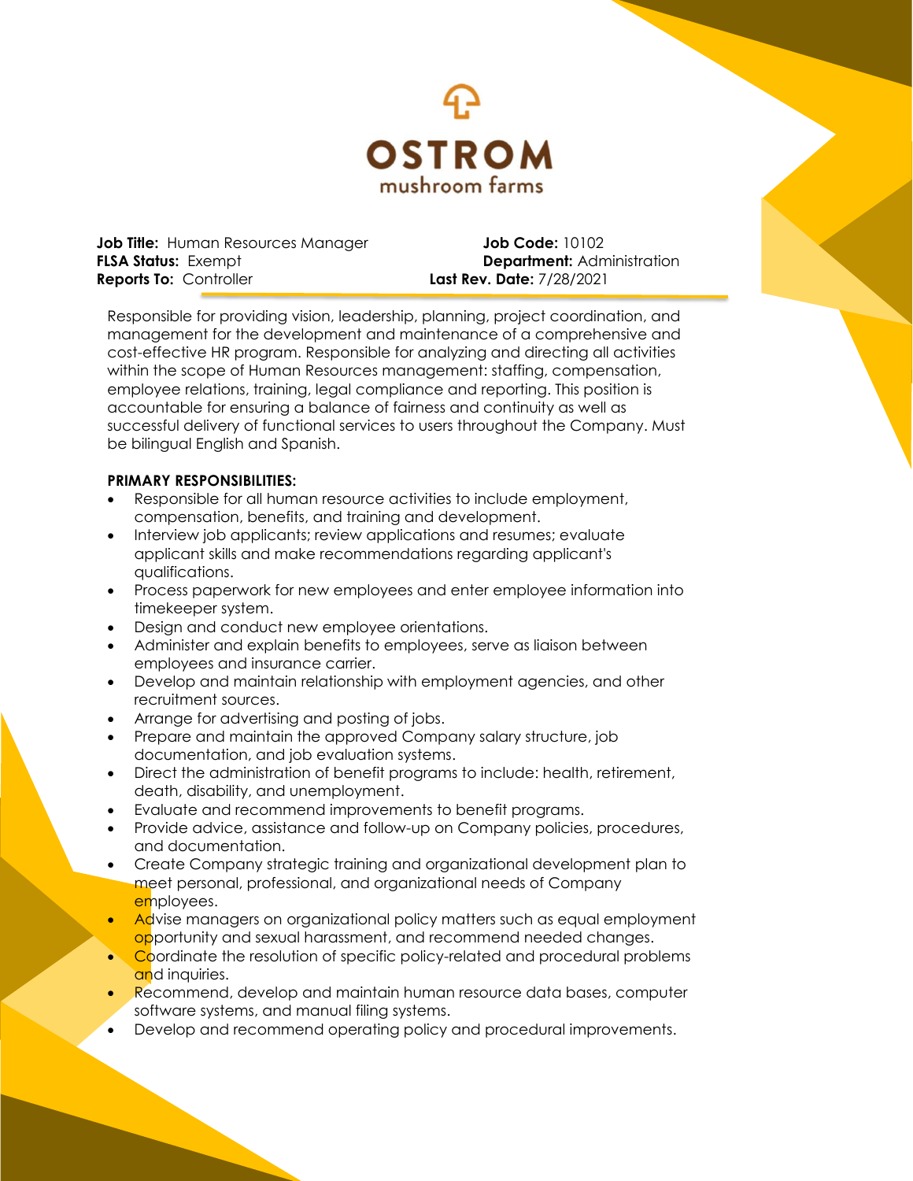OSTROM
mushroom farms

**Job Title:** Human Resources Manager
**Job Code:** 10102
**FLSA Status:** Exempt
**Department:** Administration
**Reports To:** Controller
**Last Rev. Date:** 7/28/2021

Responsible for providing vision, leadership, planning, project coordination, and management for the development and maintenance of a comprehensive and cost-effective HR program. Responsible for analyzing and directing all activities within the scope of Human Resources management: staffing, compensation, employee relations, training, legal compliance and reporting. This position is accountable for ensuring a balance of fairness and continuity as well as successful delivery of functional services to users throughout the Company. Must be bilingual English and Spanish.

**PRIMARY RESPONSIBILITIES:**

- Responsible for all human resource activities to include employment, compensation, benefits, and training and development.
- Interview job applicants; review applications and resumes; evaluate applicant skills and make recommendations regarding applicant's qualifications.
- Process paperwork for new employees and enter employee information into timekeeper system.
- Design and conduct new employee orientations.
- Administer and explain benefits to employees, serve as liaison between employees and insurance carrier.
- Develop and maintain relationship with employment agencies, and other recruitment sources.
- Arrange for advertising and posting of jobs.
- Prepare and maintain the approved Company salary structure, job documentation, and job evaluation systems.
- Direct the administration of benefit programs to include: health, retirement, death, disability, and unemployment.
- Evaluate and recommend improvements to benefit programs.
- Provide advice, assistance and follow-up on Company policies, procedures, and documentation.
- Create Company strategic training and organizational development plan to meet personal, professional, and organizational needs of Company employees.
- Advise managers on organizational policy matters such as equal employment opportunity and sexual harassment, and recommend needed changes.
- Coordinate the resolution of specific policy-related and procedural problems and inquiries.
- Recommend, develop and maintain human resource data bases, computer software systems, and manual filing systems.
- Develop and recommend operating policy and procedural improvements.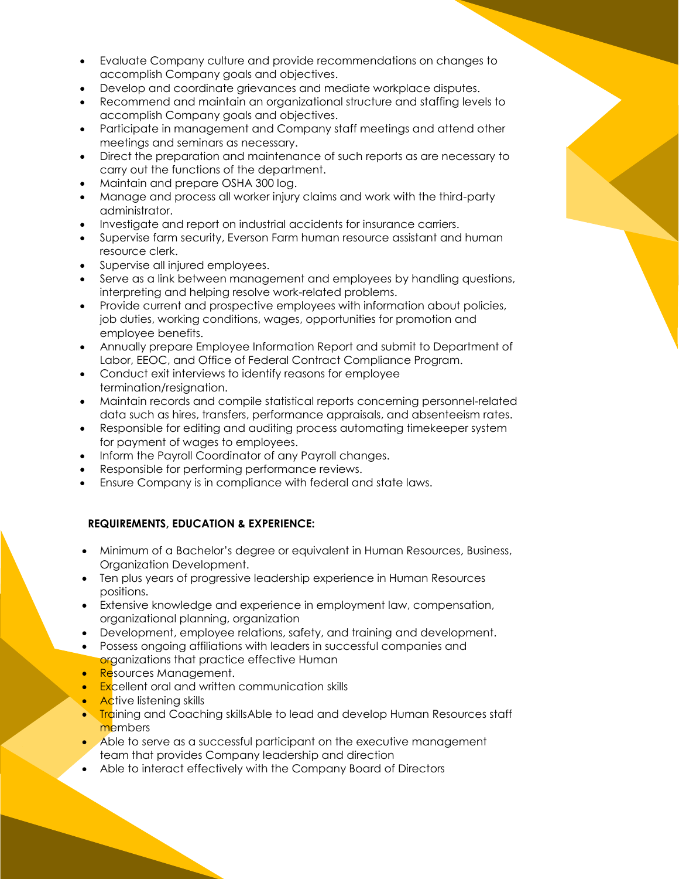- Evaluate Company culture and provide recommendations on changes to accomplish Company goals and objectives.
- Develop and coordinate grievances and mediate workplace disputes.
- Recommend and maintain an organizational structure and staffing levels to accomplish Company goals and objectives.
- Participate in management and Company staff meetings and attend other meetings and seminars as necessary.
- Direct the preparation and maintenance of such reports as are necessary to carry out the functions of the department.
- Maintain and prepare OSHA 300 log.
- Manage and process all worker injury claims and work with the third-party administrator.
- Investigate and report on industrial accidents for insurance carriers.
- Supervise farm security, Everson Farm human resource assistant and human resource clerk.
- Supervise all injured employees.
- Serve as a link between management and employees by handling questions, interpreting and helping resolve work-related problems.
- Provide current and prospective employees with information about policies, job duties, working conditions, wages, opportunities for promotion and employee benefits.
- Annually prepare Employee Information Report and submit to Department of Labor, EEOC, and Office of Federal Contract Compliance Program.
- Conduct exit interviews to identify reasons for employee termination/resignation.
- Maintain records and compile statistical reports concerning personnel-related data such as hires, transfers, performance appraisals, and absenteeism rates.
- Responsible for editing and auditing process automating timekeeper system for payment of wages to employees.
- Inform the Payroll Coordinator of any Payroll changes.
- Responsible for performing performance reviews.
- Ensure Company is in compliance with federal and state laws.

**REQUIREMENTS, EDUCATION & EXPERIENCE:**

- Minimum of a Bachelor's degree or equivalent in Human Resources, Business, Organization Development.
- Ten plus years of progressive leadership experience in Human Resources positions.
- Extensive knowledge and experience in employment law, compensation, organizational planning, organization
- Development, employee relations, safety, and training and development.
- Possess ongoing affiliations with leaders in successful companies and organizations that practice effective Human
- Resources Management.
- Excellent oral and written communication skills
- Active listening skills
- Training and Coaching skillsAble to lead and develop Human Resources staff members
- Able to serve as a successful participant on the executive management team that provides Company leadership and direction
- Able to interact effectively with the Company Board of Directors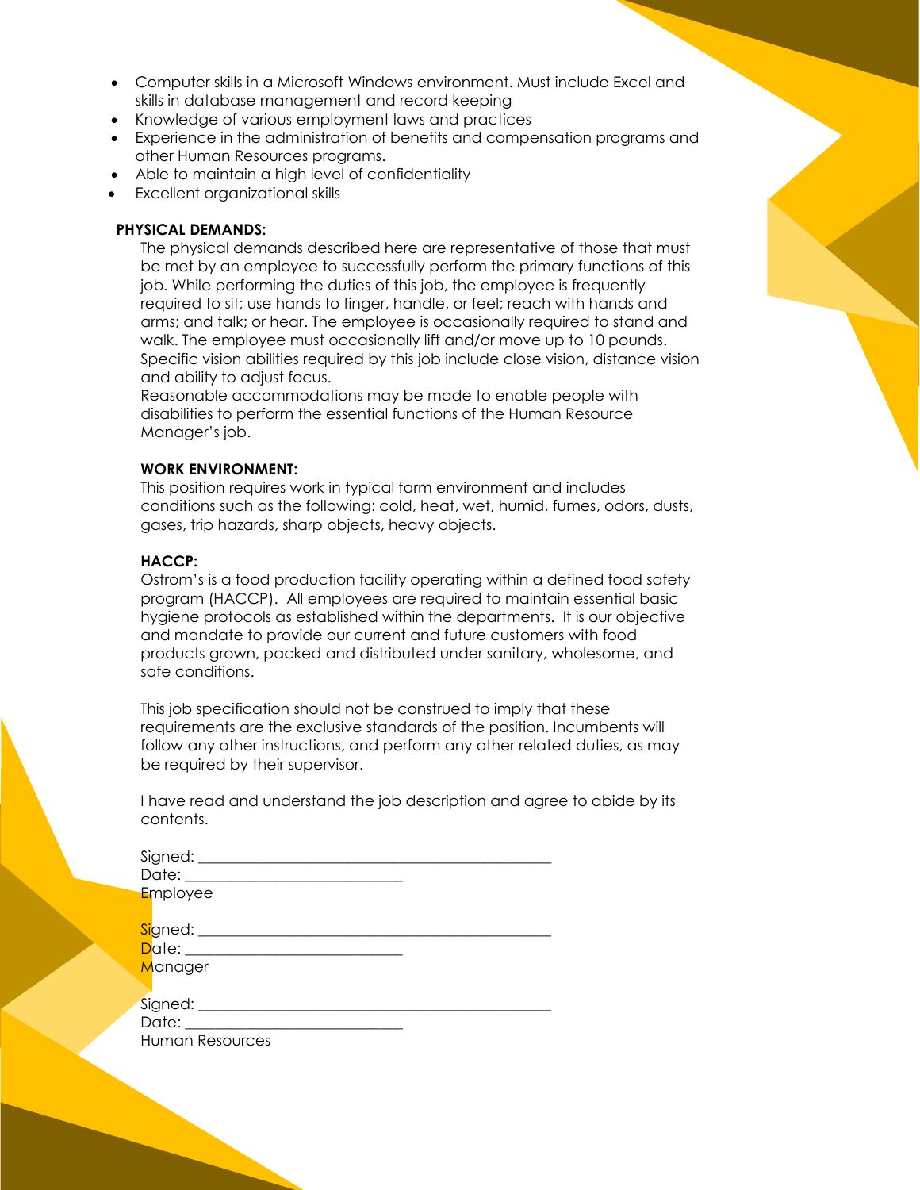- Computer skills in a Microsoft Windows environment. Must include Excel and skills in database management and record keeping
- Knowledge of various employment laws and practices
- Experience in the administration of benefits and compensation programs and other Human Resources programs.
- Able to maintain a high level of confidentiality
- Excellent organizational skills

**PHYSICAL DEMANDS:**

The physical demands described here are representative of those that must be met by an employee to successfully perform the primary functions of this job. While performing the duties of this job, the employee is frequently required to sit; use hands to finger, handle, or feel; reach with hands and arms; and talk; or hear. The employee is occasionally required to stand and walk. The employee must occasionally lift and/or move up to 10 pounds. Specific vision abilities required by this job include close vision, distance vision and ability to adjust focus.
Reasonable accommodations may be made to enable people with disabilities to perform the essential functions of the Human Resource Manager's job.

**WORK ENVIRONMENT:**

This position requires work in typical farm environment and includes conditions such as the following: cold, heat, wet, humid, fumes, odors, dusts, gases, trip hazards, sharp objects, heavy objects.

**HACCP:**

Ostrom's is a food production facility operating within a defined food safety program (HACCP). All employees are required to maintain essential basic hygiene protocols as established within the departments. It is our objective and mandate to provide our current and future customers with food products grown, packed and distributed under sanitary, wholesome, and safe conditions.

This job specification should not be construed to imply that these requirements are the exclusive standards of the position. Incumbents will follow any other instructions, and perform any other related duties, as may be required by their supervisor.

I have read and understand the job description and agree to abide by its contents.

Signed: ______________________________________________
Date: ____________________________
Employee

Signed: ______________________________________________
Date: ____________________________
Manager

Signed: ______________________________________________
Date: ____________________________
Human Resources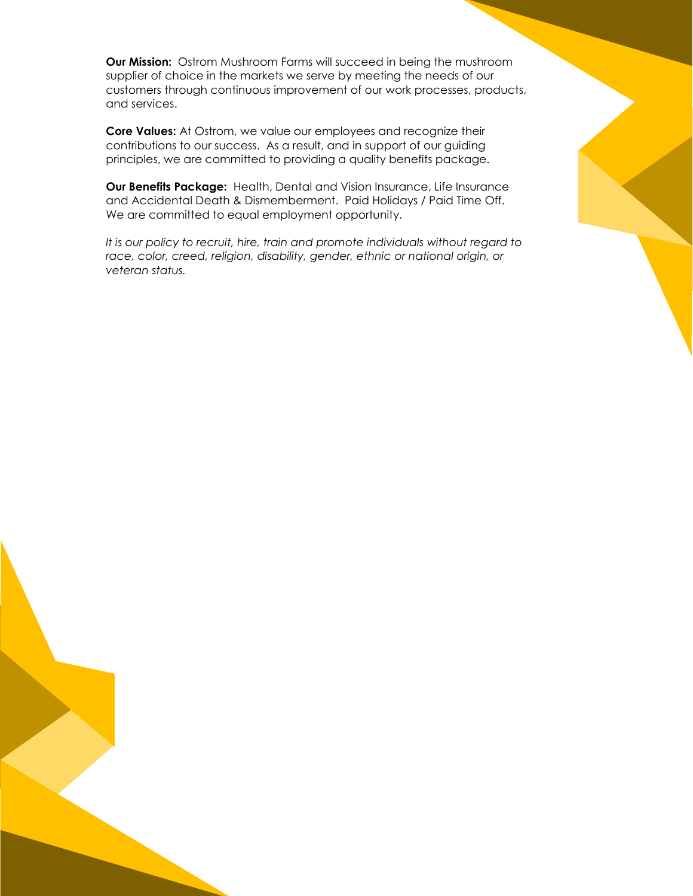**Our Mission:** Ostrom Mushroom Farms will succeed in being the mushroom supplier of choice in the markets we serve by meeting the needs of our customers through continuous improvement of our work processes, products, and services.

**Core Values:** At Ostrom, we value our employees and recognize their contributions to our success. As a result, and in support of our guiding principles, we are committed to providing a quality benefits package.

**Our Benefits Package:** Health, Dental and Vision Insurance, Life Insurance and Accidental Death & Dismemberment. Paid Holidays / Paid Time Off. We are committed to equal employment opportunity.

*It is our policy to recruit, hire, train and promote individuals without regard to race, color, creed, religion, disability, gender, ethnic or national origin, or veteran status.*